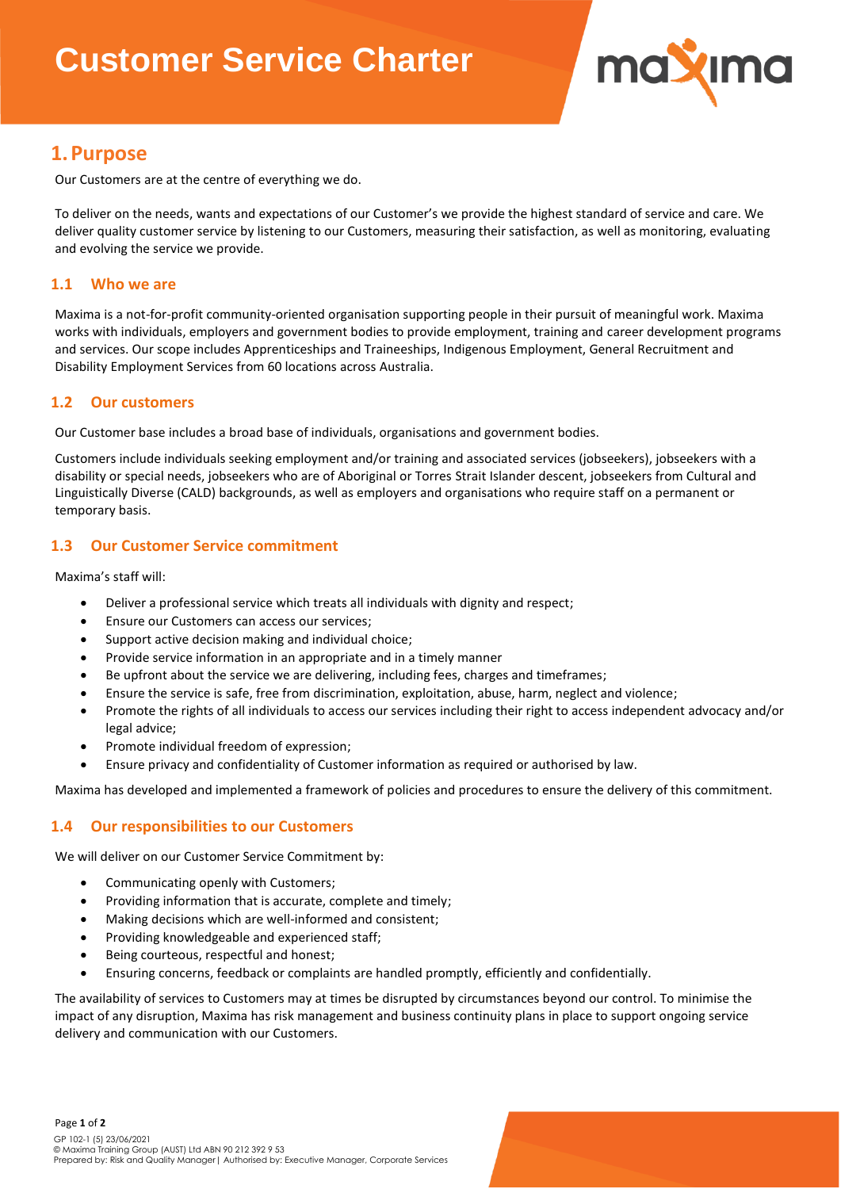# Customer Service Charter

## 1. Purpose

Our Customers are at the centre of everything we do.

To deliver on the needs, wants and expectations of our Customer's we provide the highest standard of service and care. We deliver quality customer service by listening to our Customers, measuring their satisfaction, as well as monitoring, evaluating and evolving the service we provide.

### 1.1 Who we are

Maxima is a not-for-profit community-oriented organisation supporting people in their pursuit of meaningful work. Maxima works with individuals, employers and government bodies to provide employment, training and career development programs and services. Our scope includes Apprenticeships and Traineeships, Indigenous Employment, General Recruitment and Disability Employment Services from 60 locations across Australia.

### 1.2 Our customers

Our Customer base includes a broad base of individuals, organisations and government bodies.

Customers include individuals seeking employment and/or training and associated services (jobseekers), jobseekers with a disability or special needs, jobseekers who are of Aboriginal or Torres Strait Islander descent, jobseekers from Cultural and Linguistically Diverse (CALD) backgrounds, as well as employers and organisations who require staff on a permanent or temporary basis.

### 1.3 Our Customer Service commitment

Maxima's staff will:

- Deliver a professional service which treats all individuals with dignity and respect;
- Ensure our Customers can access our services;
- Support active decision making and individual choice;
- Provide service information in an appropriate and in a timely manner
- Be upfront about the service we are delivering, including fees, charges and timeframes;
- Ensure the service is safe, free from discrimination, exploitation, abuse, harm, neglect and violence;
- Promote the rights of all individuals to access our services including their right to access independent advocacy and/or legal advice;
- Promote individual freedom of expression;
- Ensure privacy and confidentiality of Customer information as required or authorised by law.

Maxima has developed and implemented a framework of policies and procedures to ensure the delivery of this commitment.

### 1.4 Our responsibilities to our Customers

We will deliver on our Customer Service Commitment by:

- Communicating openly with Customers;
- Providing information that is accurate, complete and timely;
- Making decisions which are well-informed and consistent;
- Providing knowledgeable and experienced staff;
- Being courteous, respectful and honest;
- Ensuring concerns, feedback or complaints are handled promptly, efficiently and confidentially.

The availability of services to Customers may at times be disrupted by circumstances beyond our control. To minimise the impact of any disruption, Maxima has risk management and business continuity plans in place to support ongoing service delivery and communication with our Customers.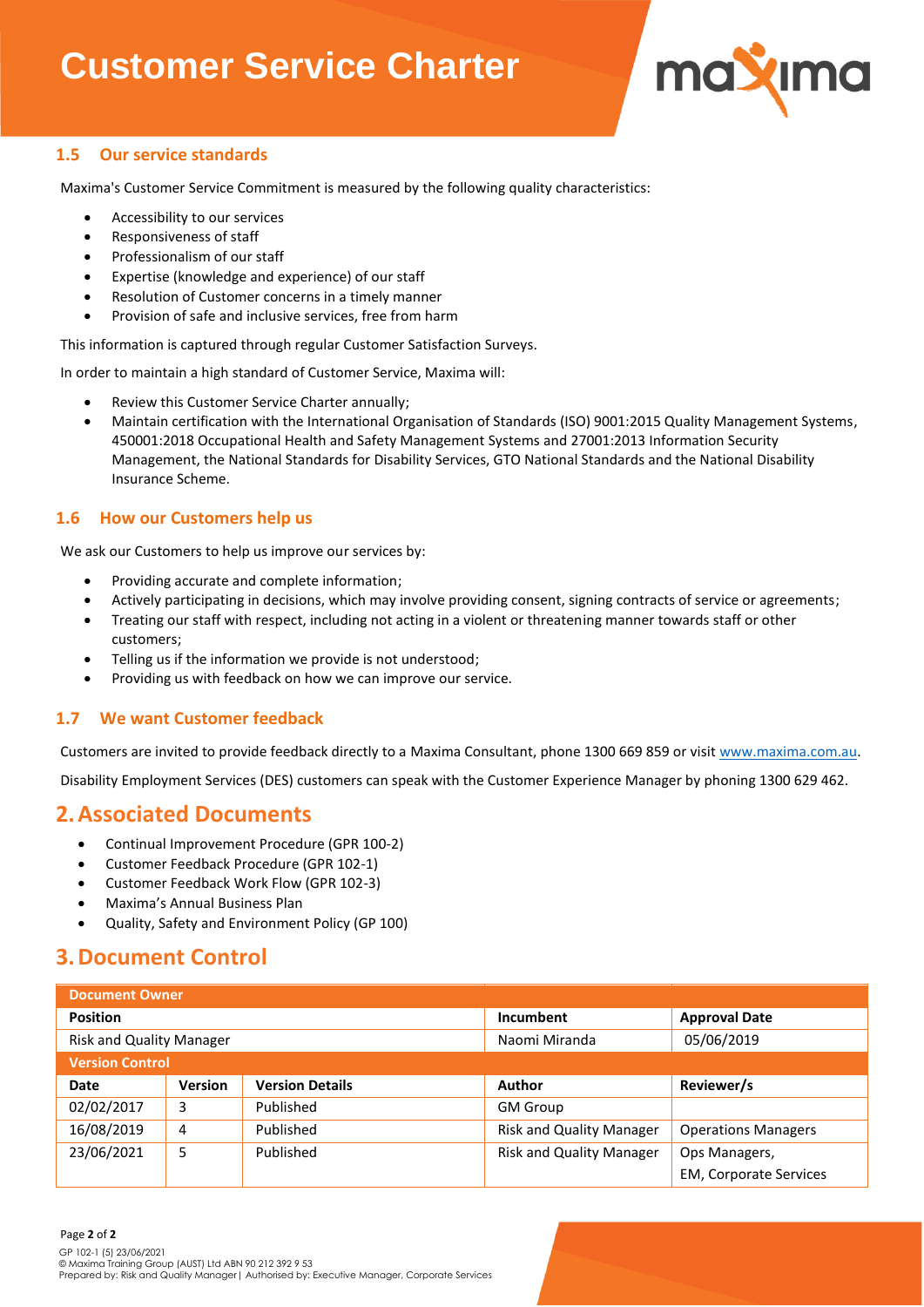### 1.5 Our service standards

Maxima's Customer Service Commitment is measured by the following quality characteristics:

- Accessibility to our services
- Responsiveness of staff
- Professionalism of our staff
- Expertise (knowledge and experience) of our staff
- Resolution of Customer concerns in a timely manner
- Provision of safe and inclusive services, free from harm

This information is captured through regular Customer Satisfaction Surveys.

In order to maintain a high standard of Customer Service, Maxima will:

- Review this Customer Service Charter annually;
- Maintain certification with the International Organisation of Standards (ISO) 9001:2015 Quality Management Systems, 450001:2018 Occupational Health and Safety Management Systems and 27001:2013 Information Security Management, the National Standards for Disability Services, GTO National Standards and the National Disability Insurance Scheme.

### 1.6 How our Customers help us

We ask our Customers to help us improve our services by:

- Providing accurate and complete information;
- Actively participating in decisions, which may involve providing consent, signing contracts of service or agreements;
- Treating our staff with respect, including not acting in a violent or threatening manner towards staff or other customers;
- Telling us if the information we provide is not understood;
- Providing us with feedback on how we can improve our service.

### 1.7 We want Customer feedback

Customers are invited to provide feedback directly to a Maxima Consultant, phone 1300 669 859 or visit www.maxima.com.au.

Disability Employment Services (DES) customers can speak with the Customer Experience Manager by phoning 1300 629 462.

## 2. Associated Documents

- Continual Improvement Procedure (GPR 100-2)
- Customer Feedback Procedure (GPR 102-1)
- Customer Feedback Work Flow (GPR 102-3)
- Maxima's Annual Business Plan
- Quality, Safety and Environment Policy (GP 100)

## 3. Document Control

| Document Owner | | | | |
|---|---|---|---|---|
| **Position** | | | **Incumbent** | **Approval Date** |
| Risk and Quality Manager | | | Naomi Miranda | 05/06/2019 |
| **Version Control** | | | | |
| **Date** | **Version** | **Version Details** | **Author** | **Reviewer/s** |
| 02/02/2017 | 3 | Published | GM Group | |
| 16/08/2019 | 4 | Published | Risk and Quality Manager | Operations Managers |
| 23/06/2021 | 5 | Published | Risk and Quality Manager | Ops Managers, EM, Corporate Services |

GP 102-1 (5) 23/06/2021
© Maxima Training Group (AUST) Ltd ABN 90 212 392 9 53
Prepared by: Risk and Quality Manager | Authorised by: Executive Manager, Corporate Services